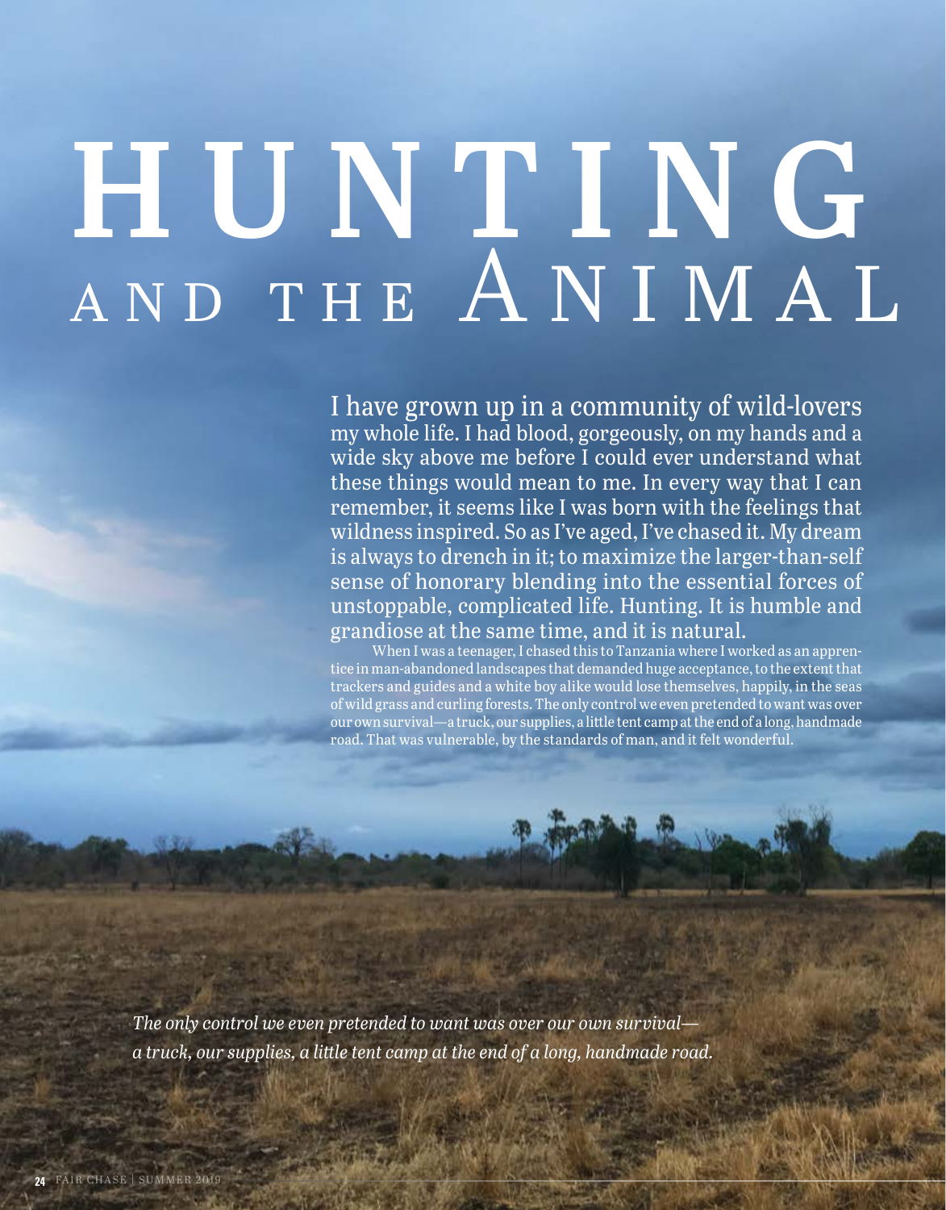# HUNTING AND THE ANIMAL

I have grown up in a community of wild-lovers my whole life. I had blood, gorgeously, on my hands and a wide sky above me before I could ever understand what these things would mean to me. In every way that I can remember, it seems like I was born with the feelings that wildness inspired. So as I've aged, I've chased it. My dream is always to drench in it; to maximize the larger-than-self sense of honorary blending into the essential forces of unstoppable, complicated life. Hunting. It is humble and grandiose at the same time, and it is natural.

When I was a teenager, I chased this to Tanzania where I worked as an apprentice in man-abandoned landscapes that demanded huge acceptance, to the extent that trackers and guides and a white boy alike would lose themselves, happily, in the seas of wild grass and curling forests. The only control we even pretended to want was over our own survival—a truck, our supplies, a little tent camp at the end of a long, handmade road. That was vulnerable, by the standards of man, and it felt wonderful.

*The only control we even pretended to want was over our own survival—a truck, our supplies, a little tent camp at the end of a long, handmade road.*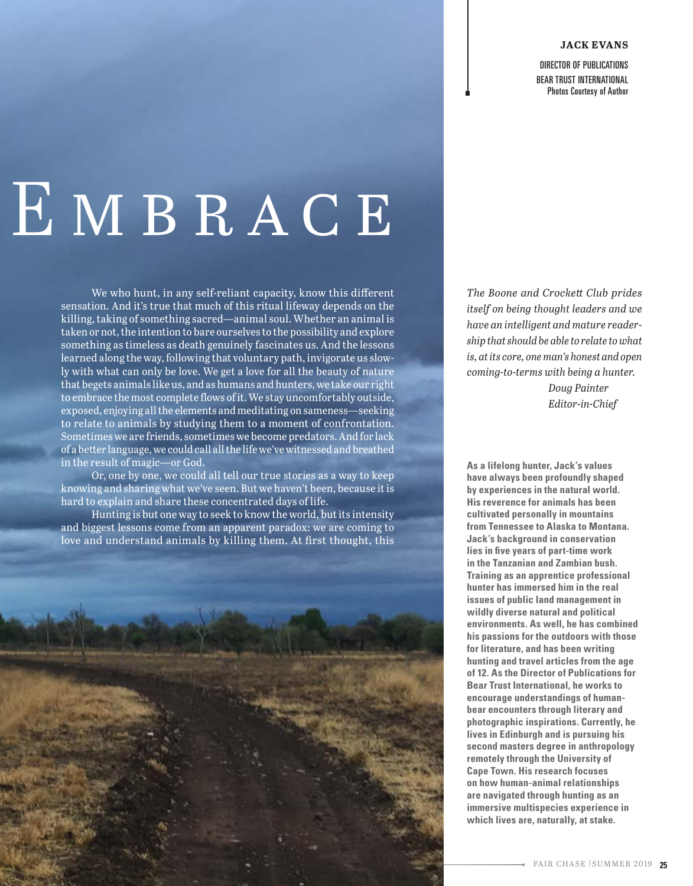**JACK EVANS**

DIRECTOR OF PUBLICATIONS
BEAR TRUST INTERNATIONAL
Photos Courtesy of Author

# EMBRACE

We who hunt, in any self-reliant capacity, know this different sensation. And it's true that much of this ritual lifeway depends on the killing, taking of something sacred—animal soul. Whether an animal is taken or not, the intention to bare ourselves to the possibility and explore something as timeless as death genuinely fascinates us. And the lessons learned along the way, following that voluntary path, invigorate us slowly with what can only be love. We get a love for all the beauty of nature that begets animals like us, and as humans and hunters, we take our right to embrace the most complete flows of it. We stay uncomfortably outside, exposed, enjoying all the elements and meditating on sameness—seeking to relate to animals by studying them to a moment of confrontation. Sometimes we are friends, sometimes we become predators. And for lack of a better language, we could call all the life we've witnessed and breathed in the result of magic—or God.

Or, one by one, we could all tell our true stories as a way to keep knowing and sharing what we've seen. But we haven't been, because it is hard to explain and share these concentrated days of life.

Hunting is but one way to seek to know the world, but its intensity and biggest lessons come from an apparent paradox: we are coming to love and understand animals by killing them. At first thought, this

*The Boone and Crockett Club prides itself on being thought leaders and we have an intelligent and mature readership that should be able to relate to what is, at its core, one man's honest and open coming-to-terms with being a hunter.*

*Doug Painter*
*Editor-in-Chief*

**As a lifelong hunter, Jack's values have always been profoundly shaped by experiences in the natural world. His reverence for animals has been cultivated personally in mountains from Tennessee to Alaska to Montana. Jack's background in conservation lies in five years of part-time work in the Tanzanian and Zambian bush. Training as an apprentice professional hunter has immersed him in the real issues of public land management in wildly diverse natural and political environments. As well, he has combined his passions for the outdoors with those for literature, and has been writing hunting and travel articles from the age of 12. As the Director of Publications for Bear Trust International, he works to encourage understandings of human-bear encounters through literary and photographic inspirations. Currently, he lives in Edinburgh and is pursuing his second masters degree in anthropology remotely through the University of Cape Town. His research focuses on how human-animal relationships are navigated through hunting as an immersive multispecies experience in which lives are, naturally, at stake.**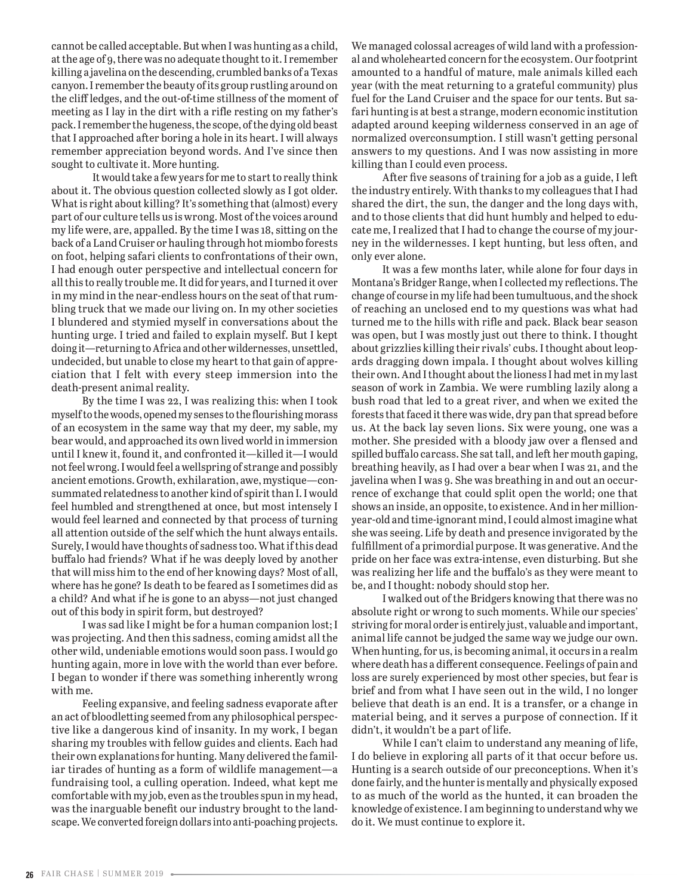cannot be called acceptable. But when I was hunting as a child, at the age of 9, there was no adequate thought to it. I remember killing a javelina on the descending, crumbled banks of a Texas canyon. I remember the beauty of its group rustling around on the cliff ledges, and the out-of-time stillness of the moment of meeting as I lay in the dirt with a rifle resting on my father's pack. I remember the hugeness, the scope, of the dying old beast that I approached after boring a hole in its heart. I will always remember appreciation beyond words. And I've since then sought to cultivate it. More hunting.

It would take a few years for me to start to really think about it. The obvious question collected slowly as I got older. What is right about killing? It's something that (almost) every part of our culture tells us is wrong. Most of the voices around my life were, are, appalled. By the time I was 18, sitting on the back of a Land Cruiser or hauling through hot miombo forests on foot, helping safari clients to confrontations of their own, I had enough outer perspective and intellectual concern for all this to really trouble me. It did for years, and I turned it over in my mind in the near-endless hours on the seat of that rumbling truck that we made our living on. In my other societies I blundered and stymied myself in conversations about the hunting urge. I tried and failed to explain myself. But I kept doing it—returning to Africa and other wildernesses, unsettled, undecided, but unable to close my heart to that gain of appreciation that I felt with every steep immersion into the death-present animal reality.

By the time I was 22, I was realizing this: when I took myself to the woods, opened my senses to the flourishing morass of an ecosystem in the same way that my deer, my sable, my bear would, and approached its own lived world in immersion until I knew it, found it, and confronted it—killed it—I would not feel wrong. I would feel a wellspring of strange and possibly ancient emotions. Growth, exhilaration, awe, mystique—consummated relatedness to another kind of spirit than I. I would feel humbled and strengthened at once, but most intensely I would feel learned and connected by that process of turning all attention outside of the self which the hunt always entails. Surely, I would have thoughts of sadness too. What if this dead buffalo had friends? What if he was deeply loved by another that will miss him to the end of her knowing days? Most of all, where has he gone? Is death to be feared as I sometimes did as a child? And what if he is gone to an abyss—not just changed out of this body in spirit form, but destroyed?

I was sad like I might be for a human companion lost; I was projecting. And then this sadness, coming amidst all the other wild, undeniable emotions would soon pass. I would go hunting again, more in love with the world than ever before. I began to wonder if there was something inherently wrong with me.

Feeling expansive, and feeling sadness evaporate after an act of bloodletting seemed from any philosophical perspective like a dangerous kind of insanity. In my work, I began sharing my troubles with fellow guides and clients. Each had their own explanations for hunting. Many delivered the familiar tirades of hunting as a form of wildlife management—a fundraising tool, a culling operation. Indeed, what kept me comfortable with my job, even as the troubles spun in my head, was the inarguable benefit our industry brought to the landscape. We converted foreign dollars into anti-poaching projects. We managed colossal acreages of wild land with a professional and wholehearted concern for the ecosystem. Our footprint amounted to a handful of mature, male animals killed each year (with the meat returning to a grateful community) plus fuel for the Land Cruiser and the space for our tents. But safari hunting is at best a strange, modern economic institution adapted around keeping wilderness conserved in an age of normalized overconsumption. I still wasn't getting personal answers to my questions. And I was now assisting in more killing than I could even process.

After five seasons of training for a job as a guide, I left the industry entirely. With thanks to my colleagues that I had shared the dirt, the sun, the danger and the long days with, and to those clients that did hunt humbly and helped to educate me, I realized that I had to change the course of my journey in the wildernesses. I kept hunting, but less often, and only ever alone.

It was a few months later, while alone for four days in Montana's Bridger Range, when I collected my reflections. The change of course in my life had been tumultuous, and the shock of reaching an unclosed end to my questions was what had turned me to the hills with rifle and pack. Black bear season was open, but I was mostly just out there to think. I thought about grizzlies killing their rivals' cubs. I thought about leopards dragging down impala. I thought about wolves killing their own. And I thought about the lioness I had met in my last season of work in Zambia. We were rumbling lazily along a bush road that led to a great river, and when we exited the forests that faced it there was wide, dry pan that spread before us. At the back lay seven lions. Six were young, one was a mother. She presided with a bloody jaw over a flensed and spilled buffalo carcass. She sat tall, and left her mouth gaping, breathing heavily, as I had over a bear when I was 21, and the javelina when I was 9. She was breathing in and out an occurrence of exchange that could split open the world; one that shows an inside, an opposite, to existence. And in her million-year-old and time-ignorant mind, I could almost imagine what she was seeing. Life by death and presence invigorated by the fulfillment of a primordial purpose. It was generative. And the pride on her face was extra-intense, even disturbing. But she was realizing her life and the buffalo's as they were meant to be, and I thought: nobody should stop her.

I walked out of the Bridgers knowing that there was no absolute right or wrong to such moments. While our species' striving for moral order is entirely just, valuable and important, animal life cannot be judged the same way we judge our own. When hunting, for us, is becoming animal, it occurs in a realm where death has a different consequence. Feelings of pain and loss are surely experienced by most other species, but fear is brief and from what I have seen out in the wild, I no longer believe that death is an end. It is a transfer, or a change in material being, and it serves a purpose of connection. If it didn't, it wouldn't be a part of life.

While I can't claim to understand any meaning of life, I do believe in exploring all parts of it that occur before us. Hunting is a search outside of our preconceptions. When it's done fairly, and the hunter is mentally and physically exposed to as much of the world as the hunted, it can broaden the knowledge of existence. I am beginning to understand why we do it. We must continue to explore it.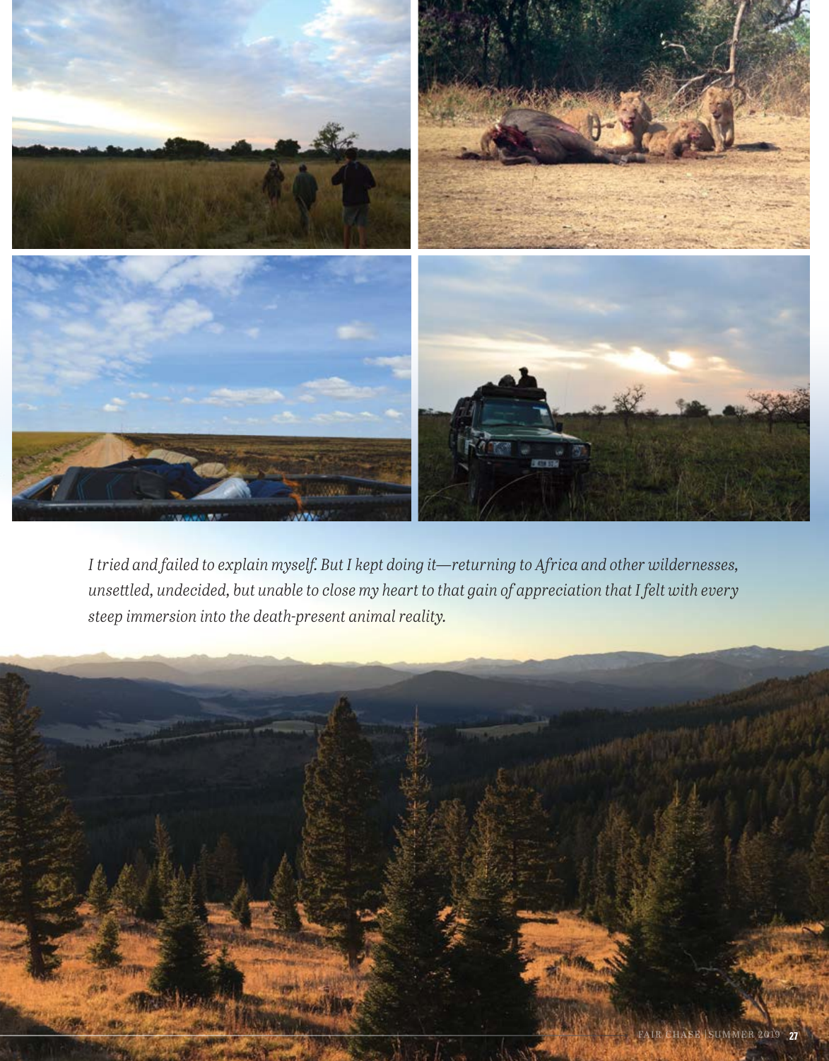*I tried and failed to explain myself. But I kept doing it—returning to Africa and other wildernesses, unsettled, undecided, but unable to close my heart to that gain of appreciation that I felt with every steep immersion into the death-present animal reality.*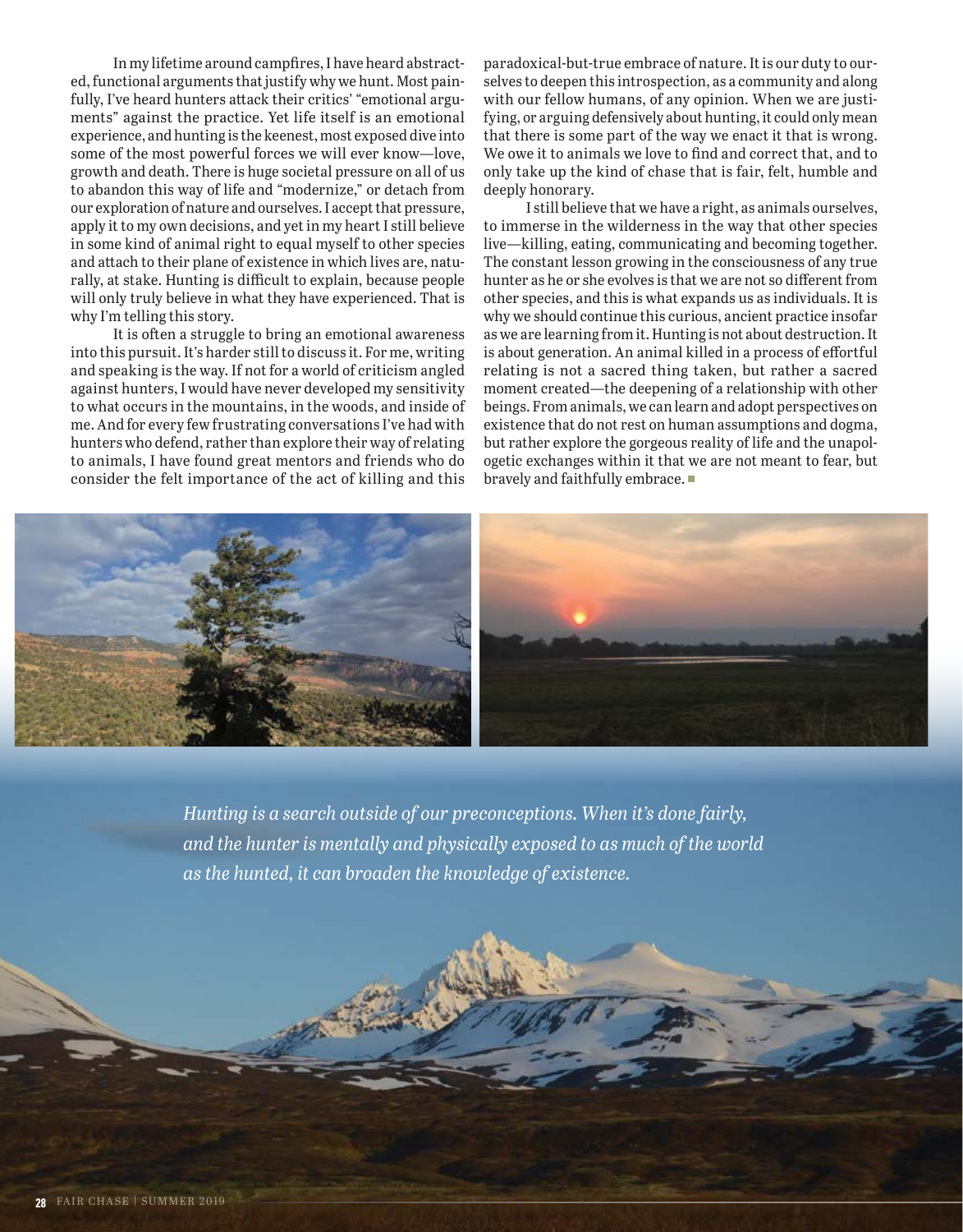In my lifetime around campfires, I have heard abstracted, functional arguments that justify why we hunt. Most painfully, I've heard hunters attack their critics' "emotional arguments" against the practice. Yet life itself is an emotional experience, and hunting is the keenest, most exposed dive into some of the most powerful forces we will ever know—love, growth and death. There is huge societal pressure on all of us to abandon this way of life and "modernize," or detach from our exploration of nature and ourselves. I accept that pressure, apply it to my own decisions, and yet in my heart I still believe in some kind of animal right to equal myself to other species and attach to their plane of existence in which lives are, naturally, at stake. Hunting is difficult to explain, because people will only truly believe in what they have experienced. That is why I'm telling this story.

It is often a struggle to bring an emotional awareness into this pursuit. It's harder still to discuss it. For me, writing and speaking is the way. If not for a world of criticism angled against hunters, I would have never developed my sensitivity to what occurs in the mountains, in the woods, and inside of me. And for every few frustrating conversations I've had with hunters who defend, rather than explore their way of relating to animals, I have found great mentors and friends who do consider the felt importance of the act of killing and this paradoxical-but-true embrace of nature. It is our duty to ourselves to deepen this introspection, as a community and along with our fellow humans, of any opinion. When we are justifying, or arguing defensively about hunting, it could only mean that there is some part of the way we enact it that is wrong. We owe it to animals we love to find and correct that, and to only take up the kind of chase that is fair, felt, humble and deeply honorary.

I still believe that we have a right, as animals ourselves, to immerse in the wilderness in the way that other species live—killing, eating, communicating and becoming together. The constant lesson growing in the consciousness of any true hunter as he or she evolves is that we are not so different from other species, and this is what expands us as individuals. It is why we should continue this curious, ancient practice insofar as we are learning from it. Hunting is not about destruction. It is about generation. An animal killed in a process of effortful relating is not a sacred thing taken, but rather a sacred moment created—the deepening of a relationship with other beings. From animals, we can learn and adopt perspectives on existence that do not rest on human assumptions and dogma, but rather explore the gorgeous reality of life and the unapologetic exchanges within it that we are not meant to fear, but bravely and faithfully embrace. ■

*Hunting is a search outside of our preconceptions. When it's done fairly, and the hunter is mentally and physically exposed to as much of the world as the hunted, it can broaden the knowledge of existence.*